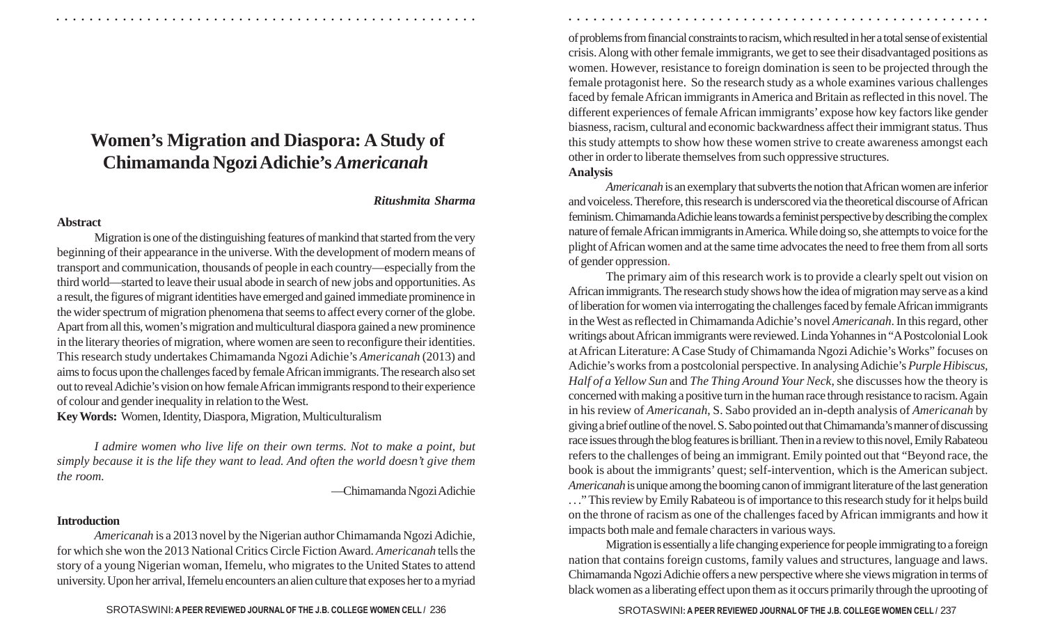# Women's Migration and Diaspora: A Study of Chimamanda Ngozi Adichie's *Americanah*

***Ritushmita Sharma***

**Abstract**

Migration is one of the distinguishing features of mankind that started from the very beginning of their appearance in the universe. With the development of modern means of transport and communication, thousands of people in each country—especially from the third world—started to leave their usual abode in search of new jobs and opportunities. As a result, the figures of migrant identities have emerged and gained immediate prominence in the wider spectrum of migration phenomena that seems to affect every corner of the globe. Apart from all this, women's migration and multicultural diaspora gained a new prominence in the literary theories of migration, where women are seen to reconfigure their identities. This research study undertakes Chimamanda Ngozi Adichie's *Americanah* (2013) and aims to focus upon the challenges faced by female African immigrants. The research also set out to reveal Adichie's vision on how female African immigrants respond to their experience of colour and gender inequality in relation to the West.

**Key Words:** Women, Identity, Diaspora, Migration, Multiculturalism

*I admire women who live life on their own terms. Not to make a point, but simply because it is the life they want to lead. And often the world doesn't give them the room.*

—Chimamanda Ngozi Adichie

**Introduction**

*Americanah* is a 2013 novel by the Nigerian author Chimamanda Ngozi Adichie, for which she won the 2013 National Critics Circle Fiction Award. *Americanah* tells the story of a young Nigerian woman, Ifemelu, who migrates to the United States to attend university. Upon her arrival, Ifemelu encounters an alien culture that exposes her to a myriad of problems from financial constraints to racism, which resulted in her a total sense of existential crisis. Along with other female immigrants, we get to see their disadvantaged positions as women. However, resistance to foreign domination is seen to be projected through the female protagonist here. So the research study as a whole examines various challenges faced by female African immigrants in America and Britain as reflected in this novel. The different experiences of female African immigrants' expose how key factors like gender biasness, racism, cultural and economic backwardness affect their immigrant status. Thus this study attempts to show how these women strive to create awareness amongst each other in order to liberate themselves from such oppressive structures.

**Analysis**

*Americanah* is an exemplary that subverts the notion that African women are inferior and voiceless. Therefore, this research is underscored via the theoretical discourse of African feminism. Chimamanda Adichie leans towards a feminist perspective by describing the complex nature of female African immigrants in America. While doing so, she attempts to voice for the plight of African women and at the same time advocates the need to free them from all sorts of gender oppression.

The primary aim of this research work is to provide a clearly spelt out vision on African immigrants. The research study shows how the idea of migration may serve as a kind of liberation for women via interrogating the challenges faced by female African immigrants in the West as reflected in Chimamanda Adichie's novel *Americanah*. In this regard, other writings about African immigrants were reviewed. Linda Yohannes in "A Postcolonial Look at African Literature: A Case Study of Chimamanda Ngozi Adichie's Works" focuses on Adichie's works from a postcolonial perspective. In analysing Adichie's *Purple Hibiscus*, *Half of a Yellow Sun* and *The Thing Around Your Neck*, she discusses how the theory is concerned with making a positive turn in the human race through resistance to racism. Again in his review of *Americanah*, S. Sabo provided an in-depth analysis of *Americanah* by giving a brief outline of the novel. S. Sabo pointed out that Chimamanda's manner of discussing race issues through the blog features is brilliant. Then in a review to this novel, Emily Rabateou refers to the challenges of being an immigrant. Emily pointed out that "Beyond race, the book is about the immigrants' quest; self-intervention, which is the American subject. *Americanah* is unique among the booming canon of immigrant literature of the last generation . . ." This review by Emily Rabateou is of importance to this research study for it helps build on the throne of racism as one of the challenges faced by African immigrants and how it impacts both male and female characters in various ways.

Migration is essentially a life changing experience for people immigrating to a foreign nation that contains foreign customs, family values and structures, language and laws. Chimamanda Ngozi Adichie offers a new perspective where she views migration in terms of black women as a liberating effect upon them as it occurs primarily through the uprooting of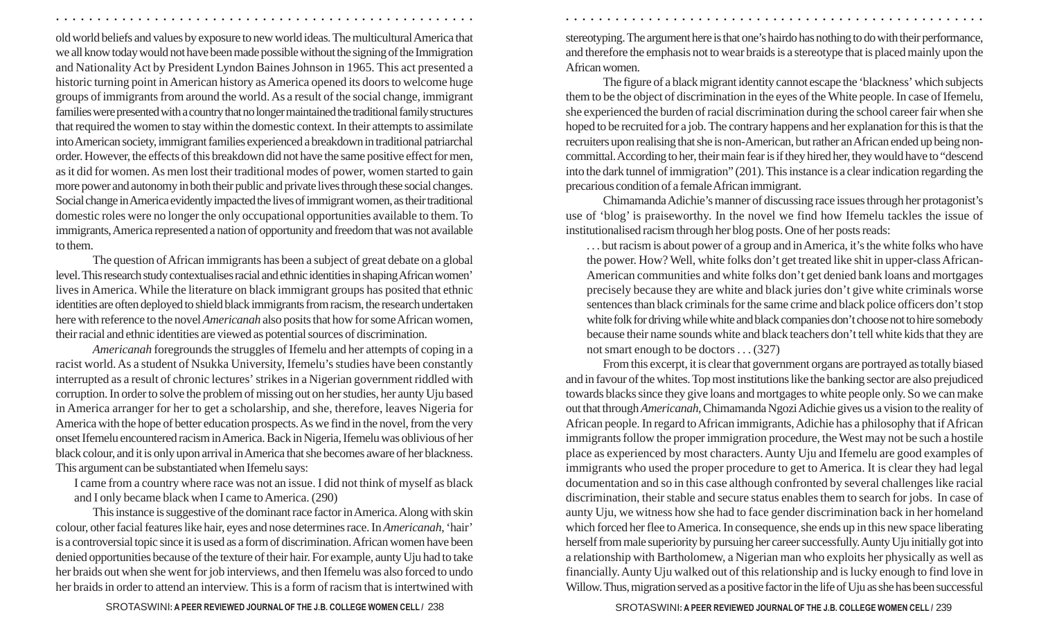old world beliefs and values by exposure to new world ideas. The multicultural America that we all know today would not have been made possible without the signing of the Immigration and Nationality Act by President Lyndon Baines Johnson in 1965. This act presented a historic turning point in American history as America opened its doors to welcome huge groups of immigrants from around the world. As a result of the social change, immigrant families were presented with a country that no longer maintained the traditional family structures that required the women to stay within the domestic context. In their attempts to assimilate into American society, immigrant families experienced a breakdown in traditional patriarchal order. However, the effects of this breakdown did not have the same positive effect for men, as it did for women. As men lost their traditional modes of power, women started to gain more power and autonomy in both their public and private lives through these social changes. Social change in America evidently impacted the lives of immigrant women, as their traditional domestic roles were no longer the only occupational opportunities available to them. To immigrants, America represented a nation of opportunity and freedom that was not available to them.

The question of African immigrants has been a subject of great debate on a global level. This research study contextualises racial and ethnic identities in shaping African women' lives in America. While the literature on black immigrant groups has posited that ethnic identities are often deployed to shield black immigrants from racism, the research undertaken here with reference to the novel *Americanah* also posits that how for some African women, their racial and ethnic identities are viewed as potential sources of discrimination.

*Americanah* foregrounds the struggles of Ifemelu and her attempts of coping in a racist world. As a student of Nsukka University, Ifemelu's studies have been constantly interrupted as a result of chronic lectures' strikes in a Nigerian government riddled with corruption. In order to solve the problem of missing out on her studies, her aunty Uju based in America arranger for her to get a scholarship, and she, therefore, leaves Nigeria for America with the hope of better education prospects. As we find in the novel, from the very onset Ifemelu encountered racism in America. Back in Nigeria, Ifemelu was oblivious of her black colour, and it is only upon arrival in America that she becomes aware of her blackness. This argument can be substantiated when Ifemelu says:

> I came from a country where race was not an issue. I did not think of myself as black and I only became black when I came to America. (290)

This instance is suggestive of the dominant race factor in America. Along with skin colour, other facial features like hair, eyes and nose determines race. In *Americanah*, 'hair' is a controversial topic since it is used as a form of discrimination. African women have been denied opportunities because of the texture of their hair. For example, aunty Uju had to take her braids out when she went for job interviews, and then Ifemelu was also forced to undo her braids in order to attend an interview. This is a form of racism that is intertwined with stereotyping. The argument here is that one's hairdo has nothing to do with their performance, and therefore the emphasis not to wear braids is a stereotype that is placed mainly upon the African women.

The figure of a black migrant identity cannot escape the 'blackness' which subjects them to be the object of discrimination in the eyes of the White people. In case of Ifemelu, she experienced the burden of racial discrimination during the school career fair when she hoped to be recruited for a job. The contrary happens and her explanation for this is that the recruiters upon realising that she is non-American, but rather an African ended up being non-committal. According to her, their main fear is if they hired her, they would have to "descend into the dark tunnel of immigration" (201). This instance is a clear indication regarding the precarious condition of a female African immigrant.

Chimamanda Adichie's manner of discussing race issues through her protagonist's use of 'blog' is praiseworthy. In the novel we find how Ifemelu tackles the issue of institutionalised racism through her blog posts. One of her posts reads:

> . . . but racism is about power of a group and in America, it's the white folks who have the power. How? Well, white folks don't get treated like shit in upper-class African-American communities and white folks don't get denied bank loans and mortgages precisely because they are white and black juries don't give white criminals worse sentences than black criminals for the same crime and black police officers don't stop white folk for driving while white and black companies don't choose not to hire somebody because their name sounds white and black teachers don't tell white kids that they are not smart enough to be doctors . . . (327)

From this excerpt, it is clear that government organs are portrayed as totally biased and in favour of the whites. Top most institutions like the banking sector are also prejudiced towards blacks since they give loans and mortgages to white people only. So we can make out that through *Americanah*, Chimamanda Ngozi Adichie gives us a vision to the reality of African people. In regard to African immigrants, Adichie has a philosophy that if African immigrants follow the proper immigration procedure, the West may not be such a hostile place as experienced by most characters. Aunty Uju and Ifemelu are good examples of immigrants who used the proper procedure to get to America. It is clear they had legal documentation and so in this case although confronted by several challenges like racial discrimination, their stable and secure status enables them to search for jobs. In case of aunty Uju, we witness how she had to face gender discrimination back in her homeland which forced her flee to America. In consequence, she ends up in this new space liberating herself from male superiority by pursuing her career successfully. Aunty Uju initially got into a relationship with Bartholomew, a Nigerian man who exploits her physically as well as financially. Aunty Uju walked out of this relationship and is lucky enough to find love in Willow. Thus, migration served as a positive factor in the life of Uju as she has been successful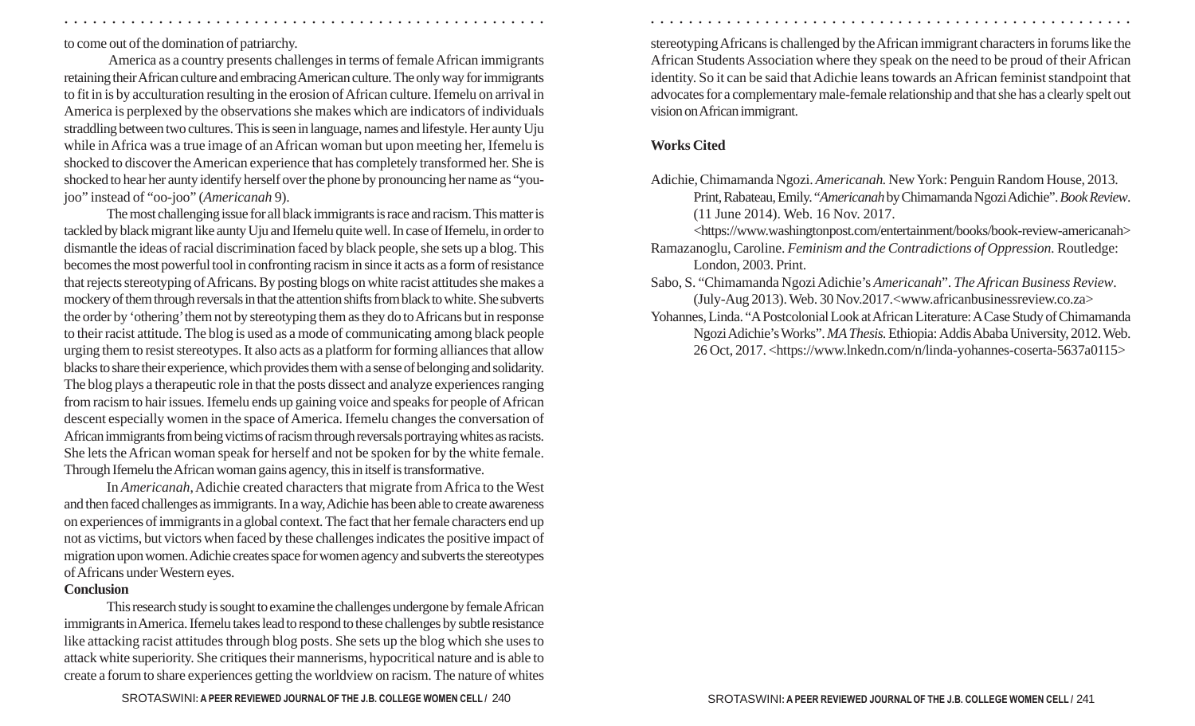to come out of the domination of patriarchy.

America as a country presents challenges in terms of female African immigrants retaining their African culture and embracing American culture. The only way for immigrants to fit in is by acculturation resulting in the erosion of African culture. Ifemelu on arrival in America is perplexed by the observations she makes which are indicators of individuals straddling between two cultures. This is seen in language, names and lifestyle. Her aunty Uju while in Africa was a true image of an African woman but upon meeting her, Ifemelu is shocked to discover the American experience that has completely transformed her. She is shocked to hear her aunty identify herself over the phone by pronouncing her name as "you-joo" instead of "oo-joo" (*Americanah* 9).

The most challenging issue for all black immigrants is race and racism. This matter is tackled by black migrant like aunty Uju and Ifemelu quite well. In case of Ifemelu, in order to dismantle the ideas of racial discrimination faced by black people, she sets up a blog. This becomes the most powerful tool in confronting racism in since it acts as a form of resistance that rejects stereotyping of Africans. By posting blogs on white racist attitudes she makes a mockery of them through reversals in that the attention shifts from black to white. She subverts the order by 'othering' them not by stereotyping them as they do to Africans but in response to their racist attitude. The blog is used as a mode of communicating among black people urging them to resist stereotypes. It also acts as a platform for forming alliances that allow blacks to share their experience, which provides them with a sense of belonging and solidarity. The blog plays a therapeutic role in that the posts dissect and analyze experiences ranging from racism to hair issues. Ifemelu ends up gaining voice and speaks for people of African descent especially women in the space of America. Ifemelu changes the conversation of African immigrants from being victims of racism through reversals portraying whites as racists. She lets the African woman speak for herself and not be spoken for by the white female. Through Ifemelu the African woman gains agency, this in itself is transformative.

In *Americanah*, Adichie created characters that migrate from Africa to the West and then faced challenges as immigrants. In a way, Adichie has been able to create awareness on experiences of immigrants in a global context. The fact that her female characters end up not as victims, but victors when faced by these challenges indicates the positive impact of migration upon women. Adichie creates space for women agency and subverts the stereotypes of Africans under Western eyes.

**Conclusion**

This research study is sought to examine the challenges undergone by female African immigrants in America. Ifemelu takes lead to respond to these challenges by subtle resistance like attacking racist attitudes through blog posts. She sets up the blog which she uses to attack white superiority. She critiques their mannerisms, hypocritical nature and is able to create a forum to share experiences getting the worldview on racism. The nature of whites stereotyping Africans is challenged by the African immigrant characters in forums like the African Students Association where they speak on the need to be proud of their African identity. So it can be said that Adichie leans towards an African feminist standpoint that advocates for a complementary male-female relationship and that she has a clearly spelt out vision on African immigrant.

**Works Cited**

Adichie, Chimamanda Ngozi. *Americanah.* New York: Penguin Random House, 2013. Print, Rabateau, Emily. "*Americanah* by Chimamanda Ngozi Adichie". *Book Review*. (11 June 2014). Web. 16 Nov. 2017. <https://www.washingtonpost.com/entertainment/books/book-review-americanah>

Ramazanoglu, Caroline. *Feminism and the Contradictions of Oppression*. Routledge: London, 2003. Print.

Sabo, S. "Chimamanda Ngozi Adichie's *Americanah*". *The African Business Review*. (July-Aug 2013). Web. 30 Nov.2017.<www.africanbusinessreview.co.za>

Yohannes, Linda. "A Postcolonial Look at African Literature: A Case Study of Chimamanda Ngozi Adichie's Works". *MA Thesis.* Ethiopia: Addis Ababa University, 2012. Web. 26 Oct, 2017. <https://www.lnkedn.com/n/linda-yohannes-coserta-5637a0115>